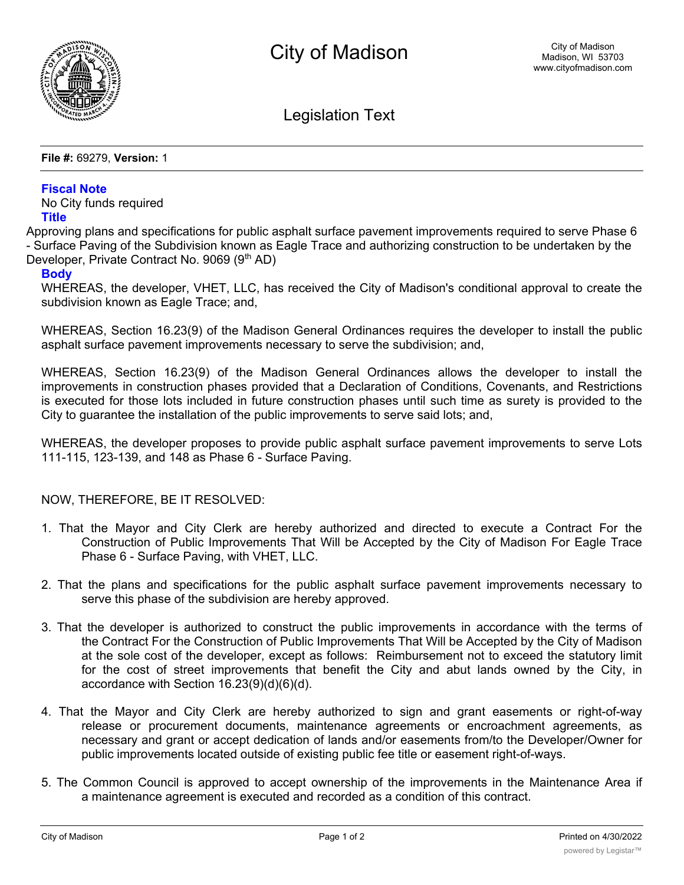# City of Madison

City of Madison
Madison, WI 53703
www.cityofmadison.com

## Legislation Text

**File #:** 69279, **Version:** 1

### Fiscal Note

No City funds required

### Title

Approving plans and specifications for public asphalt surface pavement improvements required to serve Phase 6 - Surface Paving of the Subdivision known as Eagle Trace and authorizing construction to be undertaken by the Developer, Private Contract No. 9069 (9th AD)

### Body

WHEREAS, the developer, VHET, LLC, has received the City of Madison's conditional approval to create the subdivision known as Eagle Trace; and,

WHEREAS, Section 16.23(9) of the Madison General Ordinances requires the developer to install the public asphalt surface pavement improvements necessary to serve the subdivision; and,

WHEREAS, Section 16.23(9) of the Madison General Ordinances allows the developer to install the improvements in construction phases provided that a Declaration of Conditions, Covenants, and Restrictions is executed for those lots included in future construction phases until such time as surety is provided to the City to guarantee the installation of the public improvements to serve said lots; and,

WHEREAS, the developer proposes to provide public asphalt surface pavement improvements to serve Lots 111-115, 123-139, and 148 as Phase 6 - Surface Paving.

NOW, THEREFORE, BE IT RESOLVED:

1. That the Mayor and City Clerk are hereby authorized and directed to execute a Contract For the Construction of Public Improvements That Will be Accepted by the City of Madison For Eagle Trace Phase 6 - Surface Paving, with VHET, LLC.

2. That the plans and specifications for the public asphalt surface pavement improvements necessary to serve this phase of the subdivision are hereby approved.

3. That the developer is authorized to construct the public improvements in accordance with the terms of the Contract For the Construction of Public Improvements That Will be Accepted by the City of Madison at the sole cost of the developer, except as follows: Reimbursement not to exceed the statutory limit for the cost of street improvements that benefit the City and abut lands owned by the City, in accordance with Section 16.23(9)(d)(6)(d).

4. That the Mayor and City Clerk are hereby authorized to sign and grant easements or right-of-way release or procurement documents, maintenance agreements or encroachment agreements, as necessary and grant or accept dedication of lands and/or easements from/to the Developer/Owner for public improvements located outside of existing public fee title or easement right-of-ways.

5. The Common Council is approved to accept ownership of the improvements in the Maintenance Area if a maintenance agreement is executed and recorded as a condition of this contract.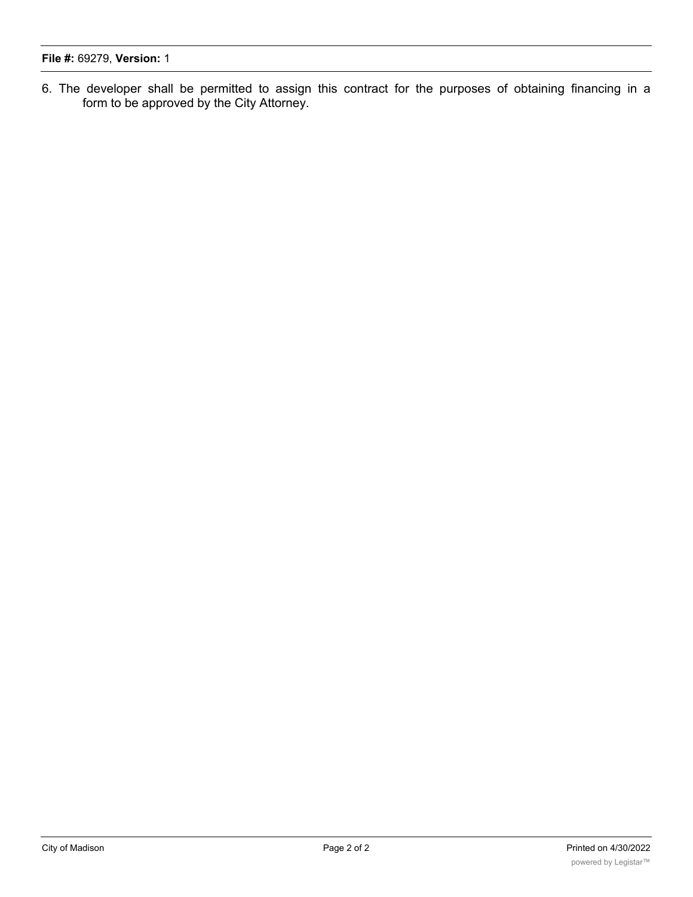6. The developer shall be permitted to assign this contract for the purposes of obtaining financing in a form to be approved by the City Attorney.